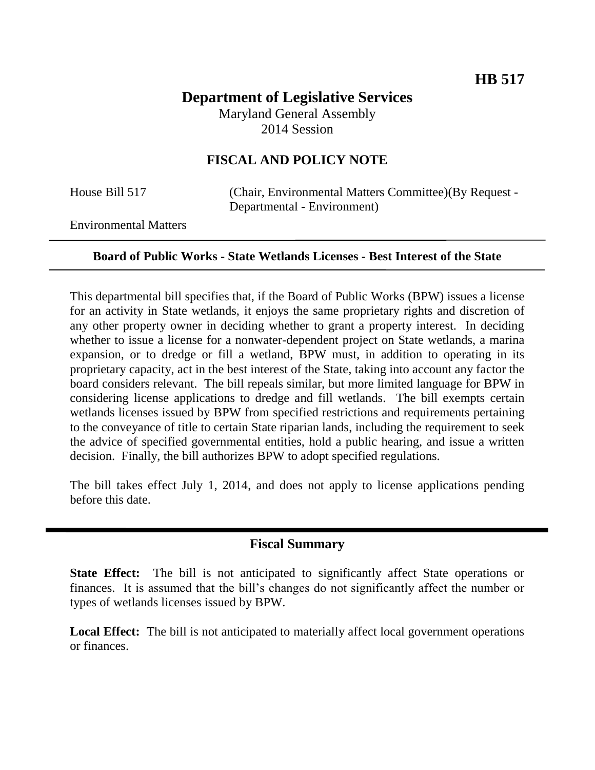**HB 517**

# Department of Legislative Services

Maryland General Assembly
2014 Session

## FISCAL AND POLICY NOTE

House Bill 517 (Chair, Environmental Matters Committee)(By Request - Departmental - Environment)

Environmental Matters

---

**Board of Public Works - State Wetlands Licenses - Best Interest of the State**

---

This departmental bill specifies that, if the Board of Public Works (BPW) issues a license for an activity in State wetlands, it enjoys the same proprietary rights and discretion of any other property owner in deciding whether to grant a property interest. In deciding whether to issue a license for a nonwater-dependent project on State wetlands, a marina expansion, or to dredge or fill a wetland, BPW must, in addition to operating in its proprietary capacity, act in the best interest of the State, taking into account any factor the board considers relevant. The bill repeals similar, but more limited language for BPW in considering license applications to dredge and fill wetlands. The bill exempts certain wetlands licenses issued by BPW from specified restrictions and requirements pertaining to the conveyance of title to certain State riparian lands, including the requirement to seek the advice of specified governmental entities, hold a public hearing, and issue a written decision. Finally, the bill authorizes BPW to adopt specified regulations.

The bill takes effect July 1, 2014, and does not apply to license applications pending before this date.

---

## Fiscal Summary

**State Effect:** The bill is not anticipated to significantly affect State operations or finances. It is assumed that the bill's changes do not significantly affect the number or types of wetlands licenses issued by BPW.

**Local Effect:** The bill is not anticipated to materially affect local government operations or finances.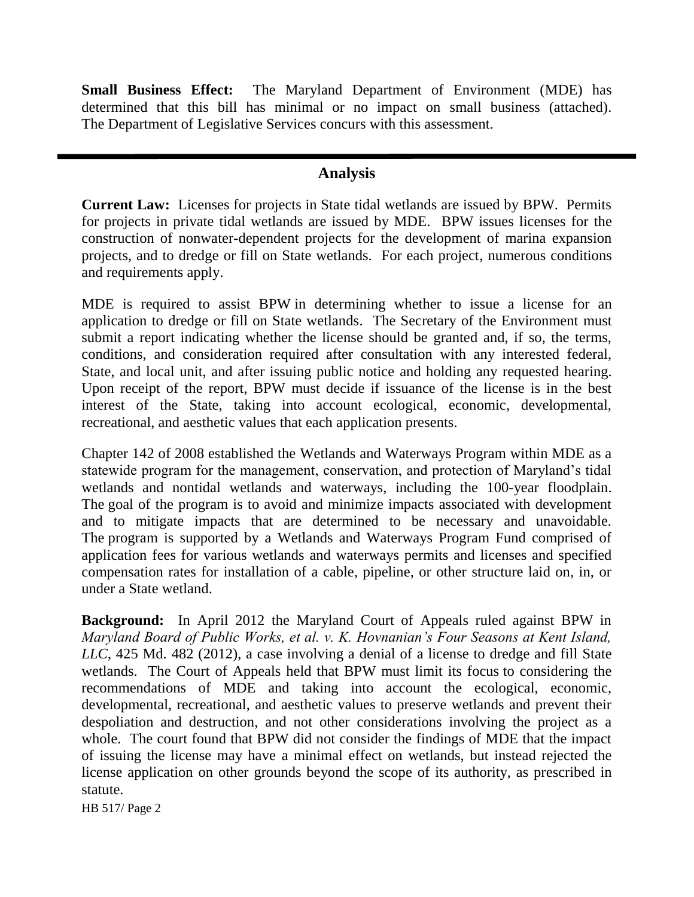**Small Business Effect:** The Maryland Department of Environment (MDE) has determined that this bill has minimal or no impact on small business (attached). The Department of Legislative Services concurs with this assessment.

## Analysis

**Current Law:** Licenses for projects in State tidal wetlands are issued by BPW. Permits for projects in private tidal wetlands are issued by MDE. BPW issues licenses for the construction of nonwater-dependent projects for the development of marina expansion projects, and to dredge or fill on State wetlands. For each project, numerous conditions and requirements apply.

MDE is required to assist BPW in determining whether to issue a license for an application to dredge or fill on State wetlands. The Secretary of the Environment must submit a report indicating whether the license should be granted and, if so, the terms, conditions, and consideration required after consultation with any interested federal, State, and local unit, and after issuing public notice and holding any requested hearing. Upon receipt of the report, BPW must decide if issuance of the license is in the best interest of the State, taking into account ecological, economic, developmental, recreational, and aesthetic values that each application presents.

Chapter 142 of 2008 established the Wetlands and Waterways Program within MDE as a statewide program for the management, conservation, and protection of Maryland's tidal wetlands and nontidal wetlands and waterways, including the 100-year floodplain. The goal of the program is to avoid and minimize impacts associated with development and to mitigate impacts that are determined to be necessary and unavoidable. The program is supported by a Wetlands and Waterways Program Fund comprised of application fees for various wetlands and waterways permits and licenses and specified compensation rates for installation of a cable, pipeline, or other structure laid on, in, or under a State wetland.

**Background:** In April 2012 the Maryland Court of Appeals ruled against BPW in *Maryland Board of Public Works, et al. v. K. Hovnanian's Four Seasons at Kent Island, LLC*, 425 Md. 482 (2012), a case involving a denial of a license to dredge and fill State wetlands. The Court of Appeals held that BPW must limit its focus to considering the recommendations of MDE and taking into account the ecological, economic, developmental, recreational, and aesthetic values to preserve wetlands and prevent their despoliation and destruction, and not other considerations involving the project as a whole. The court found that BPW did not consider the findings of MDE that the impact of issuing the license may have a minimal effect on wetlands, but instead rejected the license application on other grounds beyond the scope of its authority, as prescribed in statute.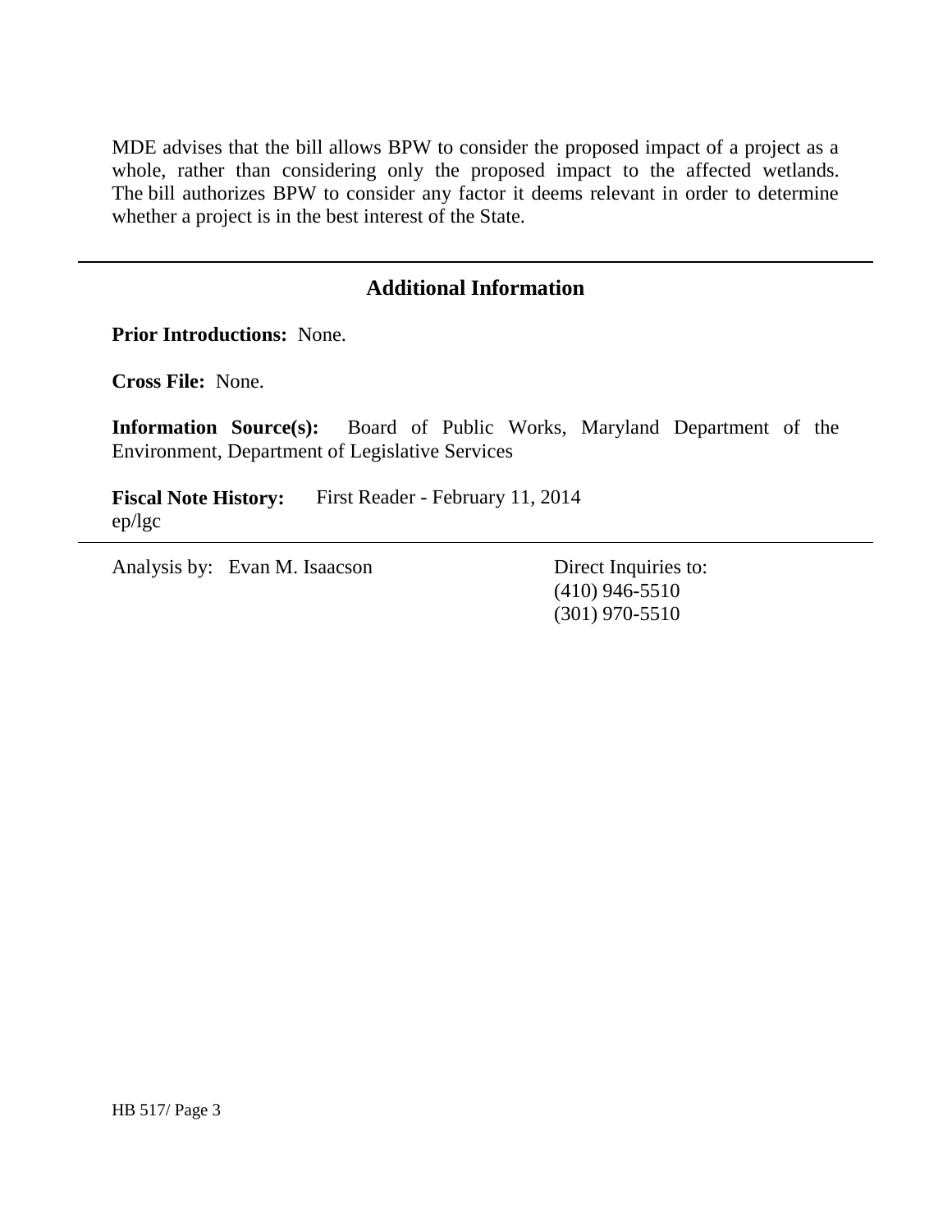MDE advises that the bill allows BPW to consider the proposed impact of a project as a whole, rather than considering only the proposed impact to the affected wetlands. The bill authorizes BPW to consider any factor it deems relevant in order to determine whether a project is in the best interest of the State.

---

## Additional Information

**Prior Introductions:** None.

**Cross File:** None.

**Information Source(s):** Board of Public Works, Maryland Department of the Environment, Department of Legislative Services

**Fiscal Note History:** First Reader - February 11, 2014
ep/lgc

---

Analysis by: Evan M. Isaacson

Direct Inquiries to:
(410) 946-5510
(301) 970-5510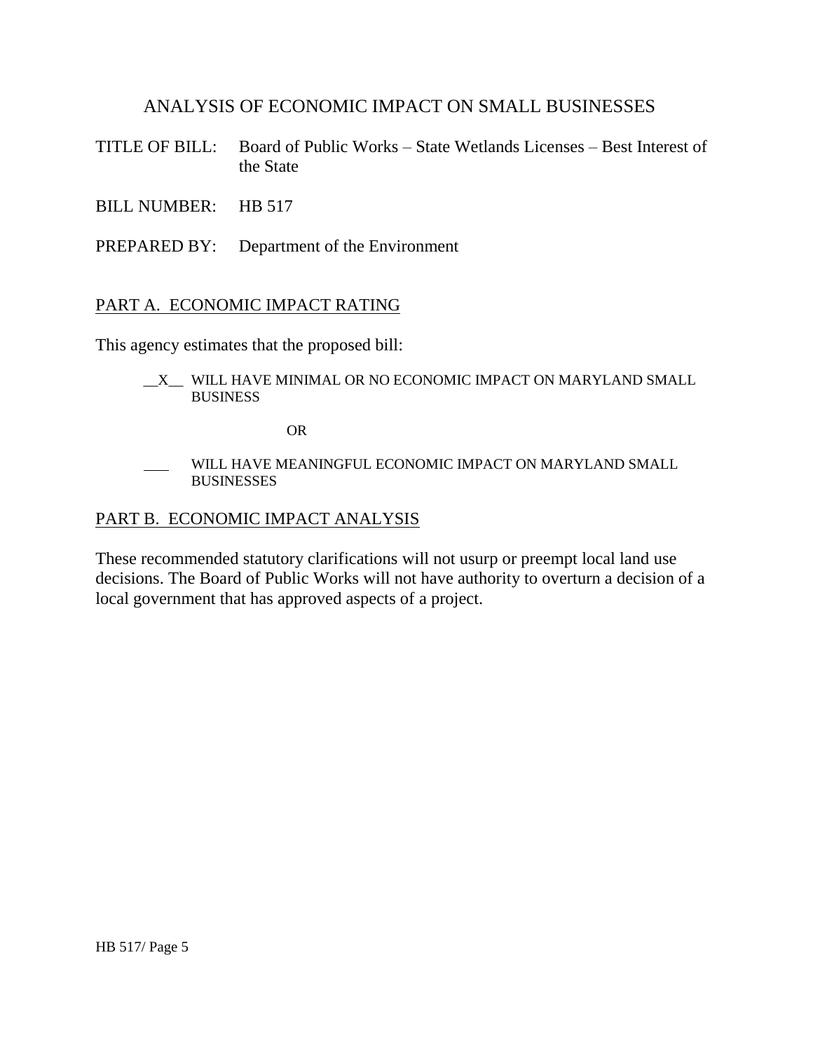# ANALYSIS OF ECONOMIC IMPACT ON SMALL BUSINESSES

TITLE OF BILL: Board of Public Works – State Wetlands Licenses – Best Interest of the State

BILL NUMBER: HB 517

PREPARED BY: Department of the Environment

## PART A. ECONOMIC IMPACT RATING

This agency estimates that the proposed bill:

__X__ WILL HAVE MINIMAL OR NO ECONOMIC IMPACT ON MARYLAND SMALL BUSINESS

OR

___ WILL HAVE MEANINGFUL ECONOMIC IMPACT ON MARYLAND SMALL BUSINESSES

## PART B. ECONOMIC IMPACT ANALYSIS

These recommended statutory clarifications will not usurp or preempt local land use decisions. The Board of Public Works will not have authority to overturn a decision of a local government that has approved aspects of a project.